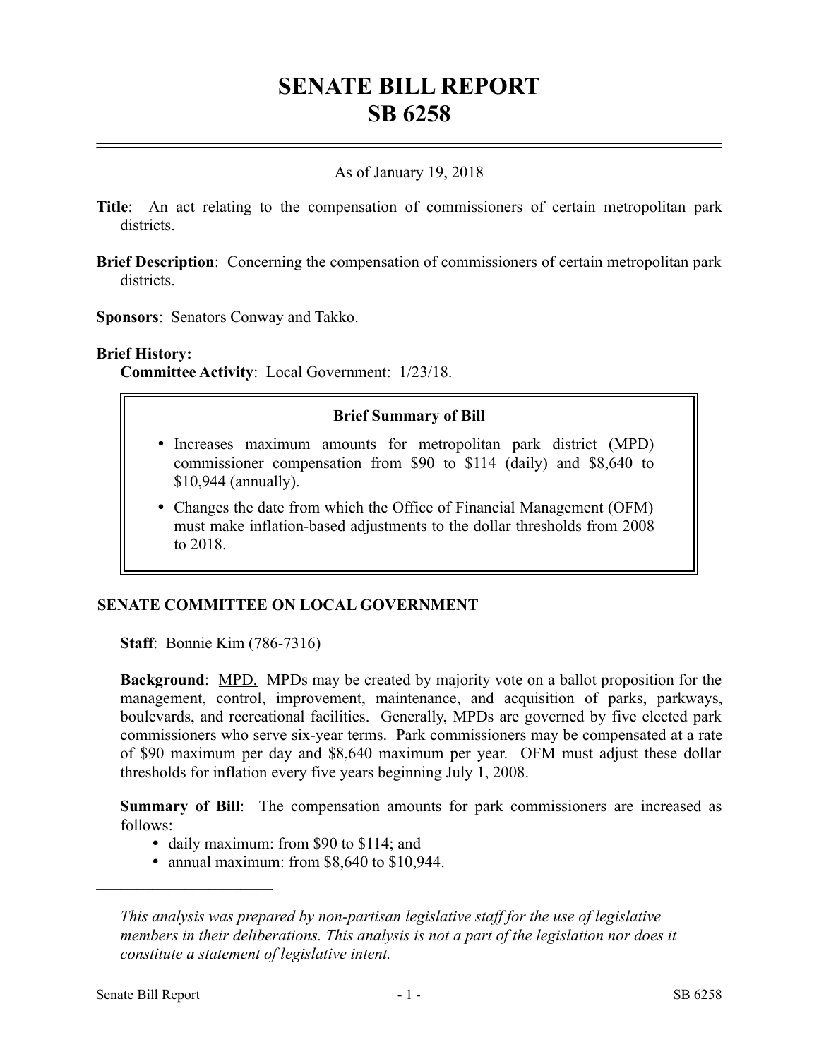# SENATE BILL REPORT
# SB 6258

As of January 19, 2018

**Title**: An act relating to the compensation of commissioners of certain metropolitan park districts.

**Brief Description**: Concerning the compensation of commissioners of certain metropolitan park districts.

**Sponsors**: Senators Conway and Takko.

**Brief History:**
**Committee Activity**: Local Government: 1/23/18.

### Brief Summary of Bill

- Increases maximum amounts for metropolitan park district (MPD) commissioner compensation from \$90 to \$114 (daily) and \$8,640 to \$10,944 (annually).
- Changes the date from which the Office of Financial Management (OFM) must make inflation-based adjustments to the dollar thresholds from 2008 to 2018.

## SENATE COMMITTEE ON LOCAL GOVERNMENT

**Staff**: Bonnie Kim (786-7316)

**Background**: MPD. MPDs may be created by majority vote on a ballot proposition for the management, control, improvement, maintenance, and acquisition of parks, parkways, boulevards, and recreational facilities. Generally, MPDs are governed by five elected park commissioners who serve six-year terms. Park commissioners may be compensated at a rate of \$90 maximum per day and \$8,640 maximum per year. OFM must adjust these dollar thresholds for inflation every five years beginning July 1, 2008.

**Summary of Bill**: The compensation amounts for park commissioners are increased as follows:

- daily maximum: from \$90 to \$114; and
- annual maximum: from \$8,640 to \$10,944.

---

*This analysis was prepared by non-partisan legislative staff for the use of legislative members in their deliberations. This analysis is not a part of the legislation nor does it constitute a statement of legislative intent.*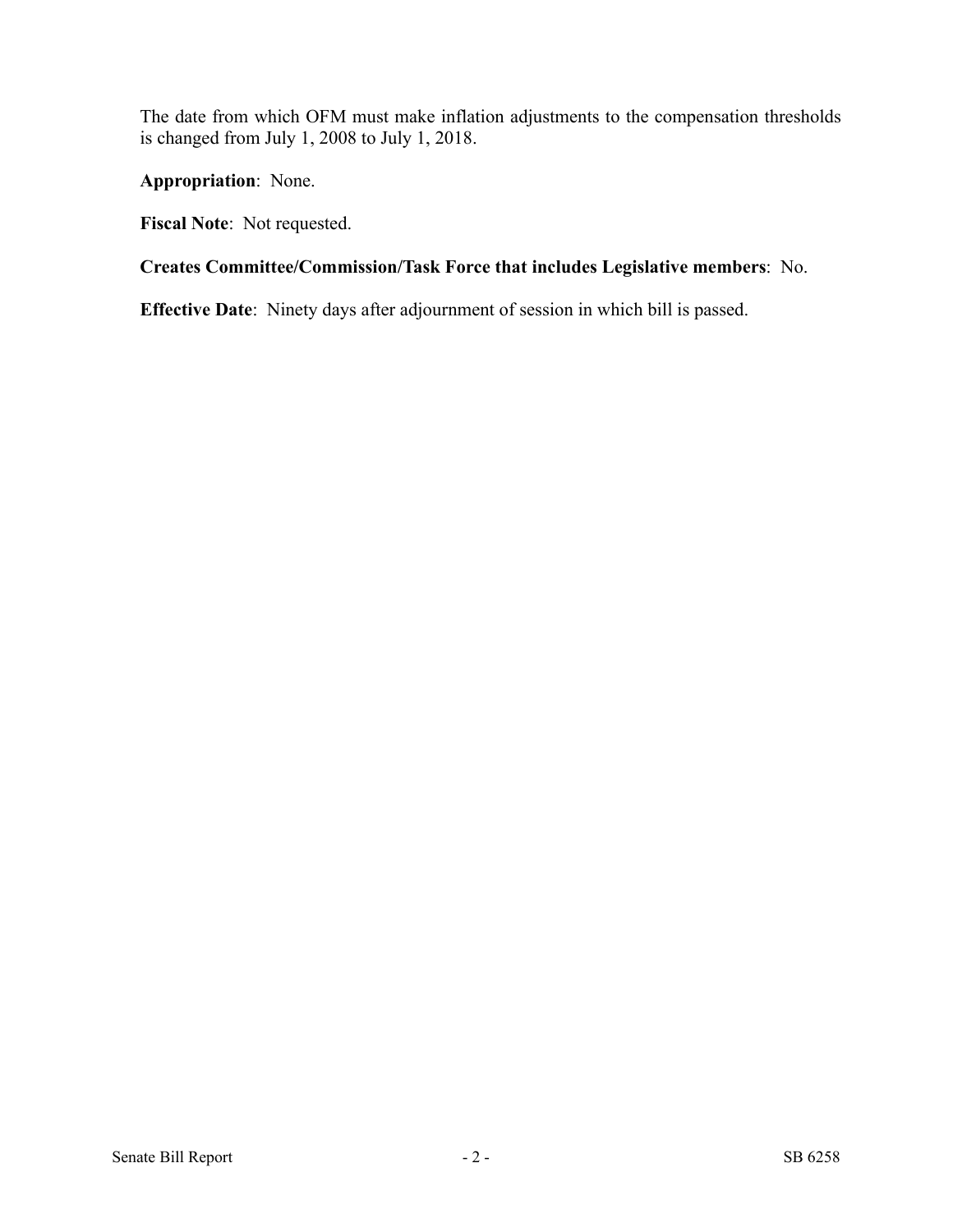The date from which OFM must make inflation adjustments to the compensation thresholds is changed from July 1, 2008 to July 1, 2018.

**Appropriation**: None.

**Fiscal Note**: Not requested.

**Creates Committee/Commission/Task Force that includes Legislative members**: No.

**Effective Date**: Ninety days after adjournment of session in which bill is passed.